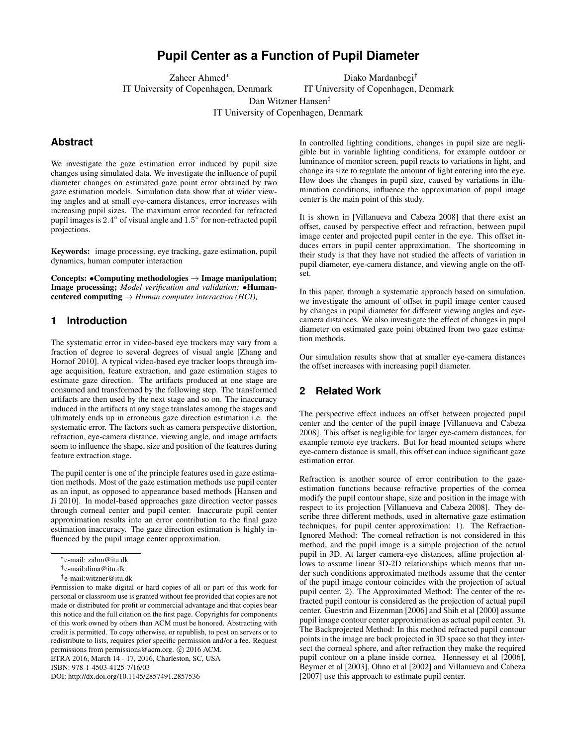# Pupil Center as a Function of Pupil Diameter

Zaheer Ahmed*
IT University of Copenhagen, Denmark

Diako Mardanbegi†
IT University of Copenhagen, Denmark

Dan Witzner Hansen‡
IT University of Copenhagen, Denmark

## Abstract

We investigate the gaze estimation error induced by pupil size changes using simulated data. We investigate the influence of pupil diameter changes on estimated gaze point error obtained by two gaze estimation models. Simulation data show that at wider viewing angles and at small eye-camera distances, error increases with increasing pupil sizes. The maximum error recorded for refracted pupil images is $2.4^{\circ}$ of visual angle and $1.5^{\circ}$ for non-refracted pupil projections.

**Keywords:** image processing, eye tracking, gaze estimation, pupil dynamics, human computer interaction

**Concepts:** •**Computing methodologies** → **Image manipulation; Image processing;** *Model verification and validation;* •**Human-centered computing** → *Human computer interaction (HCI);*

## 1 Introduction

The systematic error in video-based eye trackers may vary from a fraction of degree to several degrees of visual angle [Zhang and Hornof 2010]. A typical video-based eye tracker loops through image acquisition, feature extraction, and gaze estimation stages to estimate gaze direction. The artifacts produced at one stage are consumed and transformed by the following step. The transformed artifacts are then used by the next stage and so on. The inaccuracy induced in the artifacts at any stage translates among the stages and ultimately ends up in erroneous gaze direction estimation i.e. the systematic error. The factors such as camera perspective distortion, refraction, eye-camera distance, viewing angle, and image artifacts seem to influence the shape, size and position of the features during feature extraction stage.

The pupil center is one of the principle features used in gaze estimation methods. Most of the gaze estimation methods use pupil center as an input, as opposed to appearance based methods [Hansen and Ji 2010]. In model-based approaches gaze direction vector passes through corneal center and pupil center. Inaccurate pupil center approximation results into an error contribution to the final gaze estimation inaccuracy. The gaze direction estimation is highly influenced by the pupil image center approximation.

In controlled lighting conditions, changes in pupil size are negligible but in variable lighting conditions, for example outdoor or luminance of monitor screen, pupil reacts to variations in light, and change its size to regulate the amount of light entering into the eye. How does the changes in pupil size, caused by variations in illumination conditions, influence the approximation of pupil image center is the main point of this study.

It is shown in [Villanueva and Cabeza 2008] that there exist an offset, caused by perspective effect and refraction, between pupil image center and projected pupil center in the eye. This offset induces errors in pupil center approximation. The shortcoming in their study is that they have not studied the affects of variation in pupil diameter, eye-camera distance, and viewing angle on the offset.

In this paper, through a systematic approach based on simulation, we investigate the amount of offset in pupil image center caused by changes in pupil diameter for different viewing angles and eye-camera distances. We also investigate the effect of changes in pupil diameter on estimated gaze point obtained from two gaze estimation methods.

Our simulation results show that at smaller eye-camera distances the offset increases with increasing pupil diameter.

## 2 Related Work

The perspective effect induces an offset between projected pupil center and the center of the pupil image [Villanueva and Cabeza 2008]. This offset is negligible for larger eye-camera distances, for example remote eye trackers. But for head mounted setups where eye-camera distance is small, this offset can induce significant gaze estimation error.

Refraction is another source of error contribution to the gaze-estimation functions because refractive properties of the cornea modify the pupil contour shape, size and position in the image with respect to its projection [Villanueva and Cabeza 2008]. They describe three different methods, used in alternative gaze estimation techniques, for pupil center approximation: 1). The Refraction-Ignored Method: The corneal refraction is not considered in this method, and the pupil image is a simple projection of the actual pupil in 3D. At larger camera-eye distances, affine projection allows to assume linear 3D-2D relationships which means that under such conditions approximated methods assume that the center of the pupil image contour coincides with the projection of actual pupil center. 2). The Approximated Method: The center of the refracted pupil contour is considered as the projection of actual pupil center. Guestrin and Eizenman [2006] and Shih et al [2000] assume pupil image contour center approximation as actual pupil center. 3). The Backprojected Method: In this method refracted pupil contour points in the image are back projected in 3D space so that they intersect the corneal sphere, and after refraction they make the required pupil contour on a plane inside cornea. Hennessey et al [2006], Beymer et al [2003], Ohno et al [2002] and Villanueva and Cabeza [2007] use this approach to estimate pupil center.

---

*e-mail: zahm@itu.dk

†e-mail:dima@itu.dk

‡e-mail:witzner@itu.dk

Permission to make digital or hard copies of all or part of this work for personal or classroom use is granted without fee provided that copies are not made or distributed for profit or commercial advantage and that copies bear this notice and the full citation on the first page. Copyrights for components of this work owned by others than ACM must be honored. Abstracting with credit is permitted. To copy otherwise, or republish, to post on servers or to redistribute to lists, requires prior specific permission and/or a fee. Request permissions from permissions@acm.org. © 2016 ACM.
ETRA 2016, March 14 - 17, 2016, Charleston, SC, USA
ISBN: 978-1-4503-4125-7/16/03
DOI: http://dx.doi.org/10.1145/2857491.2857536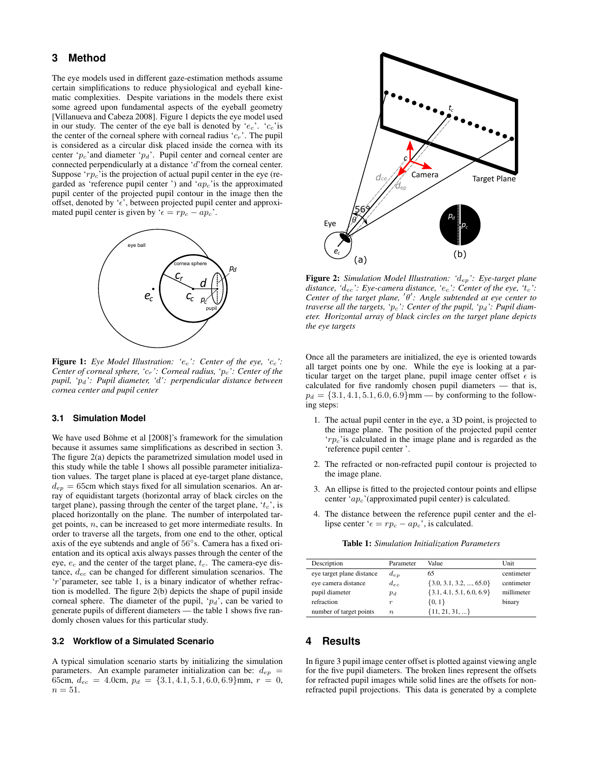## 3 Method

The eye models used in different gaze-estimation methods assume certain simplifications to reduce physiological and eyeball kinematic complexities. Despite variations in the models there exist some agreed upon fundamental aspects of the eyeball geometry [Villanueva and Cabeza 2008]. Figure 1 depicts the eye model used in our study. The center of the eye ball is denoted by '$e_c$'. '$c_c$'is the center of the corneal sphere with corneal radius '$c_r$'. The pupil is considered as a circular disk placed inside the cornea with its center '$p_c$'and diameter '$p_d$'. Pupil center and corneal center are connected perpendicularly at a distance '$d$'from the corneal center. Suppose '$rp_c$'is the projection of actual pupil center in the eye (regarded as 'reference pupil center ') and '$ap_c$'is the approximated pupil center of the projected pupil contour in the image then the offset, denoted by '$\epsilon$', between projected pupil center and approximated pupil center is given by '$\epsilon = rp_c - ap_c$'.

**Figure 1:** *Eye Model Illustration: '$e_c$': Center of the eye, '$c_c$': Center of corneal sphere, '$c_r$': Corneal radius, '$p_c$': Center of the pupil, '$p_d$': Pupil diameter, '$d$': perpendicular distance between cornea center and pupil center*

### 3.1 Simulation Model

We have used Böhme et al [2008]'s framework for the simulation because it assumes same simplifications as described in section 3. The figure 2(a) depicts the parametrized simulation model used in this study while the table 1 shows all possible parameter initialization values. The target plane is placed at eye-target plane distance, $d_{ep} = 65$cm which stays fixed for all simulation scenarios. An array of equidistant targets (horizontal array of black circles on the target plane), passing through the center of the target plane, '$t_c$', is placed horizontally on the plane. The number of interpolated target points, $n$, can be increased to get more intermediate results. In order to traverse all the targets, from one end to the other, optical axis of the eye subtends and angle of 56°s. Camera has a fixed orientation and its optical axis always passes through the center of the eye, $e_c$ and the center of the target plane, $t_c$. The camera-eye distance, $d_{ec}$ can be changed for different simulation scenarios. The '$r$'parameter, see table 1, is a binary indicator of whether refraction is modelled. The figure 2(b) depicts the shape of pupil inside corneal sphere. The diameter of the pupil, '$p_d$', can be varied to generate pupils of different diameters — the table 1 shows five randomly chosen values for this particular study.

### 3.2 Workflow of a Simulated Scenario

A typical simulation scenario starts by initializing the simulation parameters. An example parameter initialization can be: $d_{ep} = 65$cm, $d_{ec} = 4.0$cm, $p_d = \{3.1, 4.1, 5.1, 6.0, 6.9\}$mm, $r = 0$, $n = 51$.

**Figure 2:** *Simulation Model Illustration: '$d_{ep}$': Eye-target plane distance, '$d_{ec}$': Eye-camera distance, '$e_c$': Center of the eye, '$t_c$': Center of the target plane, '$\theta$': Angle subtended at eye center to traverse all the targets, '$p_c$': Center of the pupil, '$p_d$': Pupil diameter. Horizontal array of black circles on the target plane depicts the eye targets*

Once all the parameters are initialized, the eye is oriented towards all target points one by one. While the eye is looking at a particular target on the target plane, pupil image center offset $\epsilon$ is calculated for five randomly chosen pupil diameters — that is, $p_d = \{3.1, 4.1, 5.1, 6.0, 6.9\}$mm — by conforming to the following steps:

1. The actual pupil center in the eye, a 3D point, is projected to the image plane. The position of the projected pupil center '$rp_c$'is calculated in the image plane and is regarded as the 'reference pupil center '.
2. The refracted or non-refracted pupil contour is projected to the image plane.
3. An ellipse is fitted to the projected contour points and ellipse center '$ap_c$'(approximated pupil center) is calculated.
4. The distance between the reference pupil center and the ellipse center '$\epsilon = rp_c - ap_c$', is calculated.

**Table 1:** *Simulation Initialization Parameters*

| Description | Parameter | Value | Unit |
|---|---|---|---|
| eye target plane distance | $d_{ep}$ | 65 | centimeter |
| eye camera distance | $d_{ec}$ | $\{3.0, 3.1, 3.2, ..., 65.0\}$ | centimeter |
| pupil diameter | $p_d$ | $\{3.1, 4.1, 5.1, 6.0, 6.9\}$ | millimeter |
| refraction | $r$ | $\{0, 1\}$ | binary |
| number of target points | $n$ | $\{11, 21, 31, ...\}$ | |

## 4 Results

In figure 3 pupil image center offset is plotted against viewing angle for the five pupil diameters. The broken lines represent the offsets for refracted pupil images while solid lines are the offsets for non-refracted pupil projections. This data is generated by a complete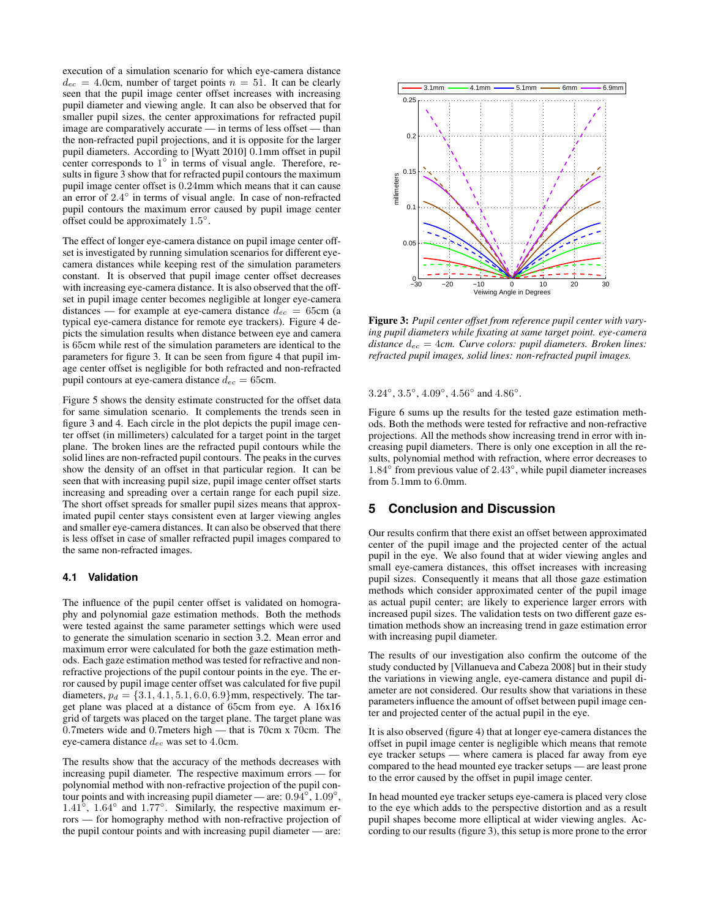execution of a simulation scenario for which eye-camera distance $d_{ec} = 4.0$cm, number of target points $n = 51$. It can be clearly seen that the pupil image center offset increases with increasing pupil diameter and viewing angle. It can also be observed that for smaller pupil sizes, the center approximations for refracted pupil image are comparatively accurate — in terms of less offset — than the non-refracted pupil projections, and it is opposite for the larger pupil diameters. According to [Wyatt 2010] 0.1mm offset in pupil center corresponds to $1^\circ$ in terms of visual angle. Therefore, results in figure 3 show that for refracted pupil contours the maximum pupil image center offset is 0.24mm which means that it can cause an error of $2.4^\circ$ in terms of visual angle. In case of non-refracted pupil contours the maximum error caused by pupil image center offset could be approximately $1.5^\circ$.

The effect of longer eye-camera distance on pupil image center offset is investigated by running simulation scenarios for different eye-camera distances while keeping rest of the simulation parameters constant. It is observed that pupil image center offset decreases with increasing eye-camera distance. It is also observed that the offset in pupil image center becomes negligible at longer eye-camera distances — for example at eye-camera distance $d_{ec} = 65$cm (a typical eye-camera distance for remote eye trackers). Figure 4 depicts the simulation results when distance between eye and camera is 65cm while rest of the simulation parameters are identical to the parameters for figure 3. It can be seen from figure 4 that pupil image center offset is negligible for both refracted and non-refracted pupil contours at eye-camera distance $d_{ec} = 65$cm.

Figure 5 shows the density estimate constructed for the offset data for same simulation scenario. It complements the trends seen in figure 3 and 4. Each circle in the plot depicts the pupil image center offset (in millimeters) calculated for a target point in the target plane. The broken lines are the refracted pupil contours while the solid lines are non-refracted pupil contours. The peaks in the curves show the density of an offset in that particular region. It can be seen that with increasing pupil size, pupil image center offset starts increasing and spreading over a certain range for each pupil size. The short offset spreads for smaller pupil sizes means that approximated pupil center stays consistent even at larger viewing angles and smaller eye-camera distances. It can also be observed that there is less offset in case of smaller refracted pupil images compared to the same non-refracted images.

### 4.1 Validation

The influence of the pupil center offset is validated on homography and polynomial gaze estimation methods. Both the methods were tested against the same parameter settings which were used to generate the simulation scenario in section 3.2. Mean error and maximum error were calculated for both the gaze estimation methods. Each gaze estimation method was tested for refractive and non-refractive projections of the pupil contour points in the eye. The error caused by pupil image center offset was calculated for five pupil diameters, $p_d = \{3.1, 4.1, 5.1, 6.0, 6.9\}$mm, respectively. The target plane was placed at a distance of 65cm from eye. A 16x16 grid of targets was placed on the target plane. The target plane was 0.7meters wide and 0.7meters high — that is 70cm x 70cm. The eye-camera distance $d_{ec}$ was set to 4.0cm.

The results show that the accuracy of the methods decreases with increasing pupil diameter. The respective maximum errors — for polynomial method with non-refractive projection of the pupil contour points and with increasing pupil diameter — are: $0.94^\circ$, $1.09^\circ$, $1.41^\circ$, $1.64^\circ$ and $1.77^\circ$. Similarly, the respective maximum errors — for homography method with non-refractive projection of the pupil contour points and with increasing pupil diameter — are: $3.24^\circ$, $3.5^\circ$, $4.09^\circ$, $4.56^\circ$ and $4.86^\circ$.

**Figure 3:** *Pupil center offset from reference pupil center with varying pupil diameters while fixating at same target point. eye-camera distance $d_{ec} = 4$cm. Curve colors: pupil diameters. Broken lines: refracted pupil images, solid lines: non-refracted pupil images.*

Figure 6 sums up the results for the tested gaze estimation methods. Both the methods were tested for refractive and non-refractive projections. All the methods show increasing trend in error with increasing pupil diameters. There is only one exception in all the results, polynomial method with refraction, where error decreases to $1.84^\circ$ from previous value of $2.43^\circ$, while pupil diameter increases from 5.1mm to 6.0mm.

## 5 Conclusion and Discussion

Our results confirm that there exist an offset between approximated center of the pupil image and the projected center of the actual pupil in the eye. We also found that at wider viewing angles and small eye-camera distances, this offset increases with increasing pupil sizes. Consequently it means that all those gaze estimation methods which consider approximated center of the pupil image as actual pupil center; are likely to experience larger errors with increased pupil sizes. The validation tests on two different gaze estimation methods show an increasing trend in gaze estimation error with increasing pupil diameter.

The results of our investigation also confirm the outcome of the study conducted by [Villanueva and Cabeza 2008] but in their study the variations in viewing angle, eye-camera distance and pupil diameter are not considered. Our results show that variations in these parameters influence the amount of offset between pupil image center and projected center of the actual pupil in the eye.

It is also observed (figure 4) that at longer eye-camera distances the offset in pupil image center is negligible which means that remote eye tracker setups — where camera is placed far away from eye compared to the head mounted eye tracker setups — are least prone to the error caused by the offset in pupil image center.

In head mounted eye tracker setups eye-camera is placed very close to the eye which adds to the perspective distortion and as a result pupil shapes become more elliptical at wider viewing angles. According to our results (figure 3), this setup is more prone to the error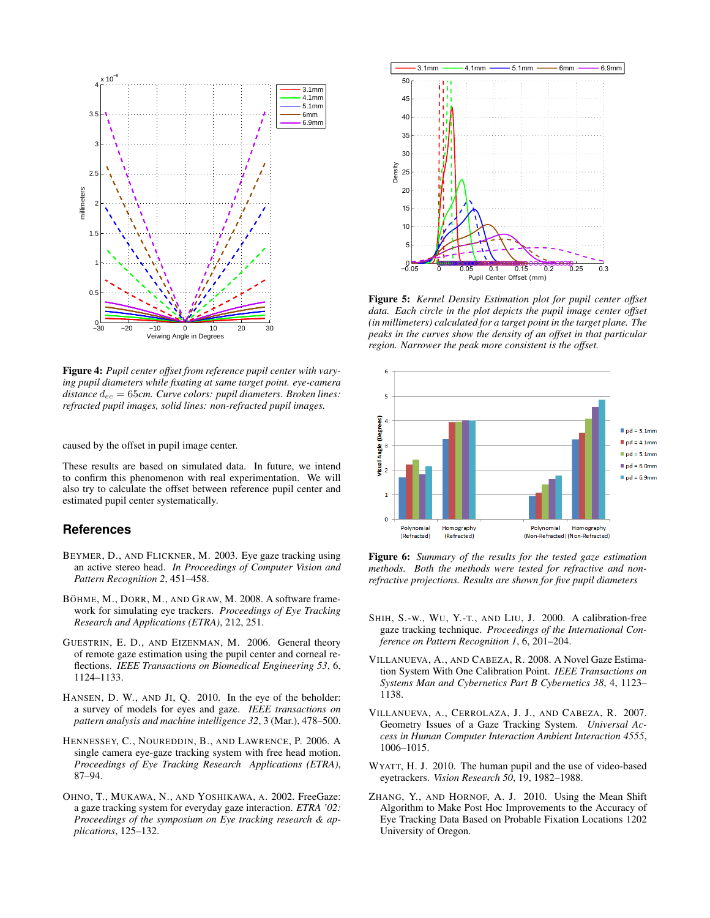x 10^-8

millimeters

3.1mm
4.1mm
5.1mm
6mm
6.9mm

Veiwing Angle in Degrees

**Figure 4:** *Pupil center offset from reference pupil center with varying pupil diameters while fixating at same target point. eye-camera distance $d_{ec} = 65cm$. Curve colors: pupil diameters. Broken lines: refracted pupil images, solid lines: non-refracted pupil images.*

caused by the offset in pupil image center.

These results are based on simulated data. In future, we intend to confirm this phenomenon with real experimentation. We will also try to calculate the offset between reference pupil center and estimated pupil center systematically.

3.1mm 4.1mm 5.1mm 6mm 6.9mm

Density

Pupil Center Offset (mm)

**Figure 5:** *Kernel Density Estimation plot for pupil center offset data. Each circle in the plot depicts the pupil image center offset (in millimeters) calculated for a target point in the target plane. The peaks in the curves show the density of an offset in that particular region. Narrower the peak more consistent is the offset.*

Visual Angle (Degrees)

Polynomial (Refracted)
Homography (Refracted)
Polynomial (Non-Refracted)
Homography (Non-Refracted)

pd = 3.1mm
pd = 4.1mm
pd = 5.1mm
pd = 6.0mm
pd = 6.9mm

**Figure 6:** *Summary of the results for the tested gaze estimation methods. Both the methods were tested for refractive and non-refractive projections. Results are shown for five pupil diameters*

## References

BEYMER, D., AND FLICKNER, M. 2003. Eye gaze tracking using an active stereo head. *In Proceedings of Computer Vision and Pattern Recognition 2*, 451–458.

BÖHME, M., DORR, M., AND GRAW, M. 2008. A software framework for simulating eye trackers. *Proceedings of Eye Tracking Research and Applications (ETRA)*, 212, 251.

GUESTRIN, E. D., AND EIZENMAN, M. 2006. General theory of remote gaze estimation using the pupil center and corneal reflections. *IEEE Transactions on Biomedical Engineering 53*, 6, 1124–1133.

HANSEN, D. W., AND JI, Q. 2010. In the eye of the beholder: a survey of models for eyes and gaze. *IEEE transactions on pattern analysis and machine intelligence 32*, 3 (Mar.), 478–500.

HENNESSEY, C., NOUREDDIN, B., AND LAWRENCE, P. 2006. A single camera eye-gaze tracking system with free head motion. *Proceedings of Eye Tracking Research Applications (ETRA)*, 87–94.

OHNO, T., MUKAWA, N., AND YOSHIKAWA, A. 2002. FreeGaze: a gaze tracking system for everyday gaze interaction. *ETRA '02: Proceedings of the symposium on Eye tracking research & applications*, 125–132.

SHIH, S.-W., WU, Y.-T., AND LIU, J. 2000. A calibration-free gaze tracking technique. *Proceedings of the International Conference on Pattern Recognition 1*, 6, 201–204.

VILLANUEVA, A., AND CABEZA, R. 2008. A Novel Gaze Estimation System With One Calibration Point. *IEEE Transactions on Systems Man and Cybernetics Part B Cybernetics 38*, 4, 1123–1138.

VILLANUEVA, A., CERROLAZA, J. J., AND CABEZA, R. 2007. Geometry Issues of a Gaze Tracking System. *Universal Access in Human Computer Interaction Ambient Interaction 4555*, 1006–1015.

WYATT, H. J. 2010. The human pupil and the use of video-based eyetrackers. *Vision Research 50*, 19, 1982–1988.

ZHANG, Y., AND HORNOF, A. J. 2010. Using the Mean Shift Algorithm to Make Post Hoc Improvements to the Accuracy of Eye Tracking Data Based on Probable Fixation Locations 1202 University of Oregon.